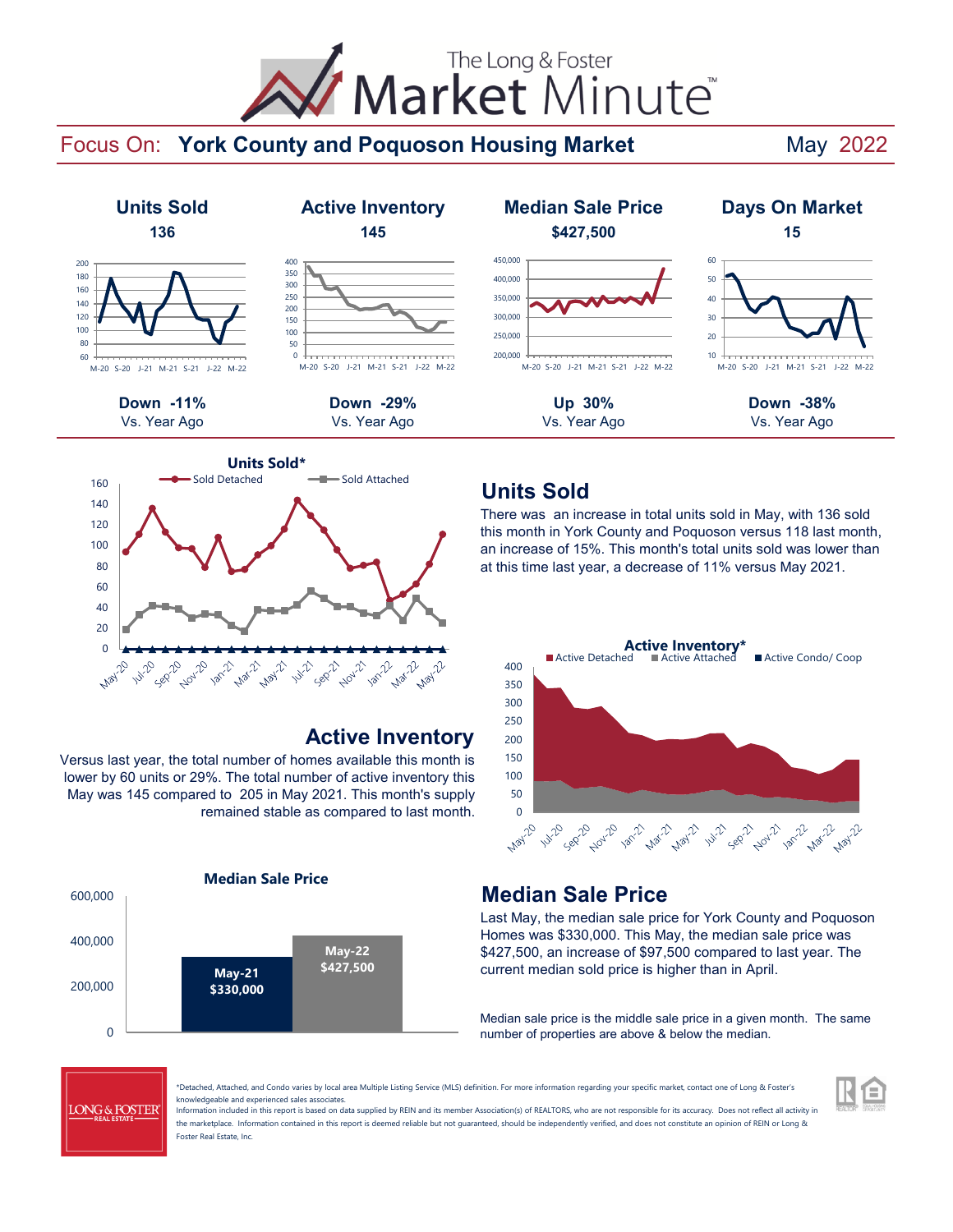# The Long & Foster Market Minute™

## Focus On: York County and Poquoson Housing Market — May 2022

| Units Sold | Active Inventory | Median Sale Price | Days On Market |
|---|---|---|---|
| 136 | 145 | $427,500 | 15 |
| Down -11% Vs. Year Ago | Down -29% Vs. Year Ago | Up 30% Vs. Year Ago | Down -38% Vs. Year Ago |

## Units Sold

There was an increase in total units sold in May, with 136 sold this month in York County and Poquoson versus 118 last month, an increase of 15%. This month's total units sold was lower than at this time last year, a decrease of 11% versus May 2021.

## Active Inventory

Versus last year, the total number of homes available this month is lower by 60 units or 29%. The total number of active inventory this May was 145 compared to 205 in May 2021. This month's supply remained stable as compared to last month.

## Median Sale Price

| | May-21 | May-22 |
|---|---|---|
| Median Sale Price | $330,000 | $427,500 |

Last May, the median sale price for York County and Poquoson Homes was $330,000. This May, the median sale price was $427,500, an increase of $97,500 compared to last year. The current median sold price is higher than in April.

Median sale price is the middle sale price in a given month. The same number of properties are above & below the median.

*Detached, Attached, and Condo varies by local area Multiple Listing Service (MLS) definition. For more information regarding your specific market, contact one of Long & Foster's knowledgeable and experienced sales associates.
Information included in this report is based on data supplied by REIN and its member Association(s) of REALTORS, who are not responsible for its accuracy. Does not reflect all activity in the marketplace. Information contained in this report is deemed reliable but not guaranteed, should be independently verified, and does not constitute an opinion of REIN or Long & Foster Real Estate, Inc.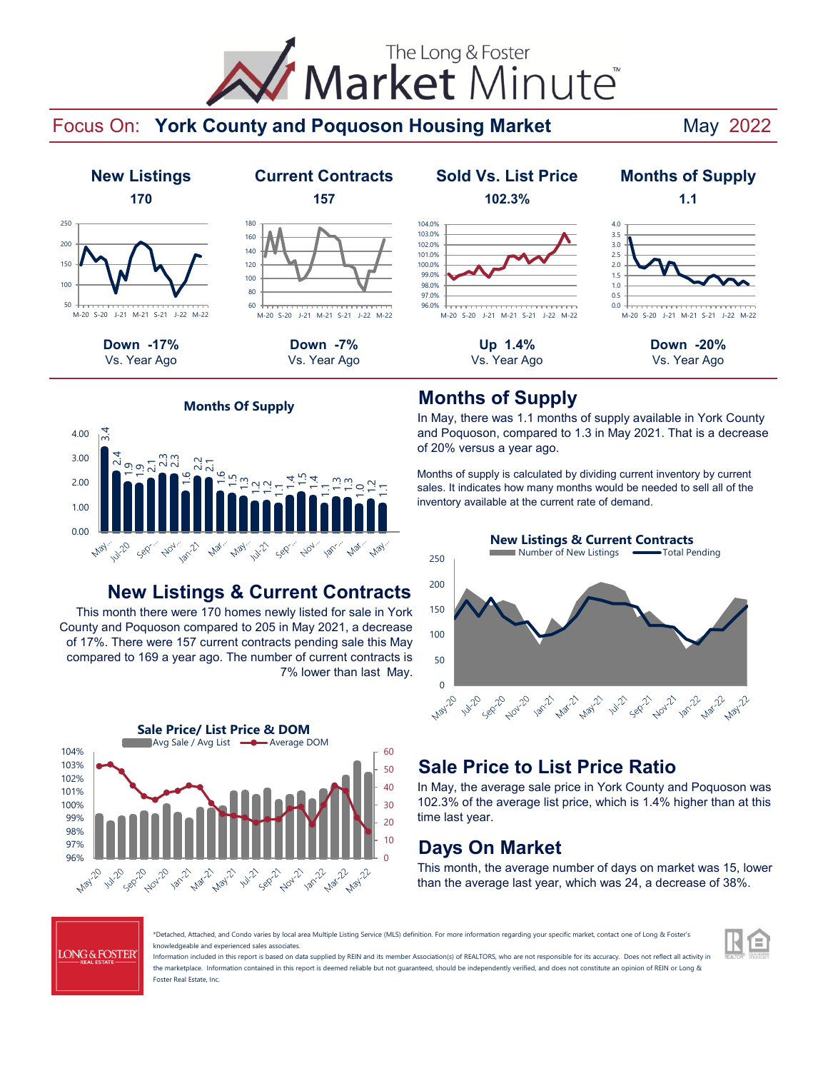The Long & Foster
# Market Minute™

## Focus On: York County and Poquoson Housing Market

May 2022

### New Listings
**170**

250
200
150
100
50
M-20 S-20 J-21 M-21 S-21 J-22 M-22

**Down -17%**
Vs. Year Ago

### Current Contracts
**157**

180
160
140
120
100
80
60
M-20 S-20 J-21 M-21 S-21 J-22 M-22

**Down -7%**
Vs. Year Ago

### Sold Vs. List Price
**102.3%**

104.0%
103.0%
102.0%
101.0%
100.0%
99.0%
98.0%
97.0%
96.0%
M-20 S-20 J-21 M-21 S-21 J-22 M-22

**Up 1.4%**
Vs. Year Ago

### Months of Supply
**1.1**

4.0
3.5
3.0
2.5
2.0
1.5
1.0
0.5
0.0
M-20 S-20 J-21 M-21 S-21 J-22 M-22

**Down -20%**
Vs. Year Ago

**Months Of Supply**

4.00
3.00
2.00
1.00
0.00

3.4 2.4 1.9 1.9 2.1 2.3 2.3 1.6 2.2 2.1 1.6 1.5 1.3 1.2 1.2 1.1 1.4 1.5 1.4 1.1 1.3 1.3 1.0 1.2 1.1

May... Jul-20 Sep-... Nov... Jan-21 Mar... May... Jul-21 Sep-... Nov... Jan-... Mar... May...

## Months of Supply

In May, there was 1.1 months of supply available in York County and Poquoson, compared to 1.3 in May 2021. That is a decrease of 20% versus a year ago.

Months of supply is calculated by dividing current inventory by current sales. It indicates how many months would be needed to sell all of the inventory available at the current rate of demand.

## New Listings & Current Contracts

This month there were 170 homes newly listed for sale in York County and Poquoson compared to 205 in May 2021, a decrease of 17%. There were 157 current contracts pending sale this May compared to 169 a year ago. The number of current contracts is 7% lower than last May.

**New Listings & Current Contracts**

Number of New Listings — Total Pending

250
200
150
100
50
0

May-20 Jul-20 Sep-20 Nov-20 Jan-21 Mar-21 May-21 Jul-21 Sep-21 Nov-21 Jan-22 Mar-22 May-22

**Sale Price/ List Price & DOM**

Avg Sale / Avg List — Average DOM

104%
103%
102%
101%
100%
99%
98%
97%
96%

60
50
40
30
20
10
0

May-20 Jul-20 Sep-20 Nov-20 Jan-21 Mar-21 May-21 Jul-21 Sep-21 Nov-21 Jan-22 Mar-22 May-22

## Sale Price to List Price Ratio

In May, the average sale price in York County and Poquoson was 102.3% of the average list price, which is 1.4% higher than at this time last year.

## Days On Market

This month, the average number of days on market was 15, lower than the average last year, which was 24, a decrease of 38%.

*Detached, Attached, and Condo varies by local area Multiple Listing Service (MLS) definition. For more information regarding your specific market, contact one of Long & Foster's knowledgeable and experienced sales associates.

Information included in this report is based on data supplied by REIN and its member Association(s) of REALTORS, who are not responsible for its accuracy. Does not reflect all activity in the marketplace. Information contained in this report is deemed reliable but not guaranteed, should be independently verified, and does not constitute an opinion of REIN or Long & Foster Real Estate, Inc.